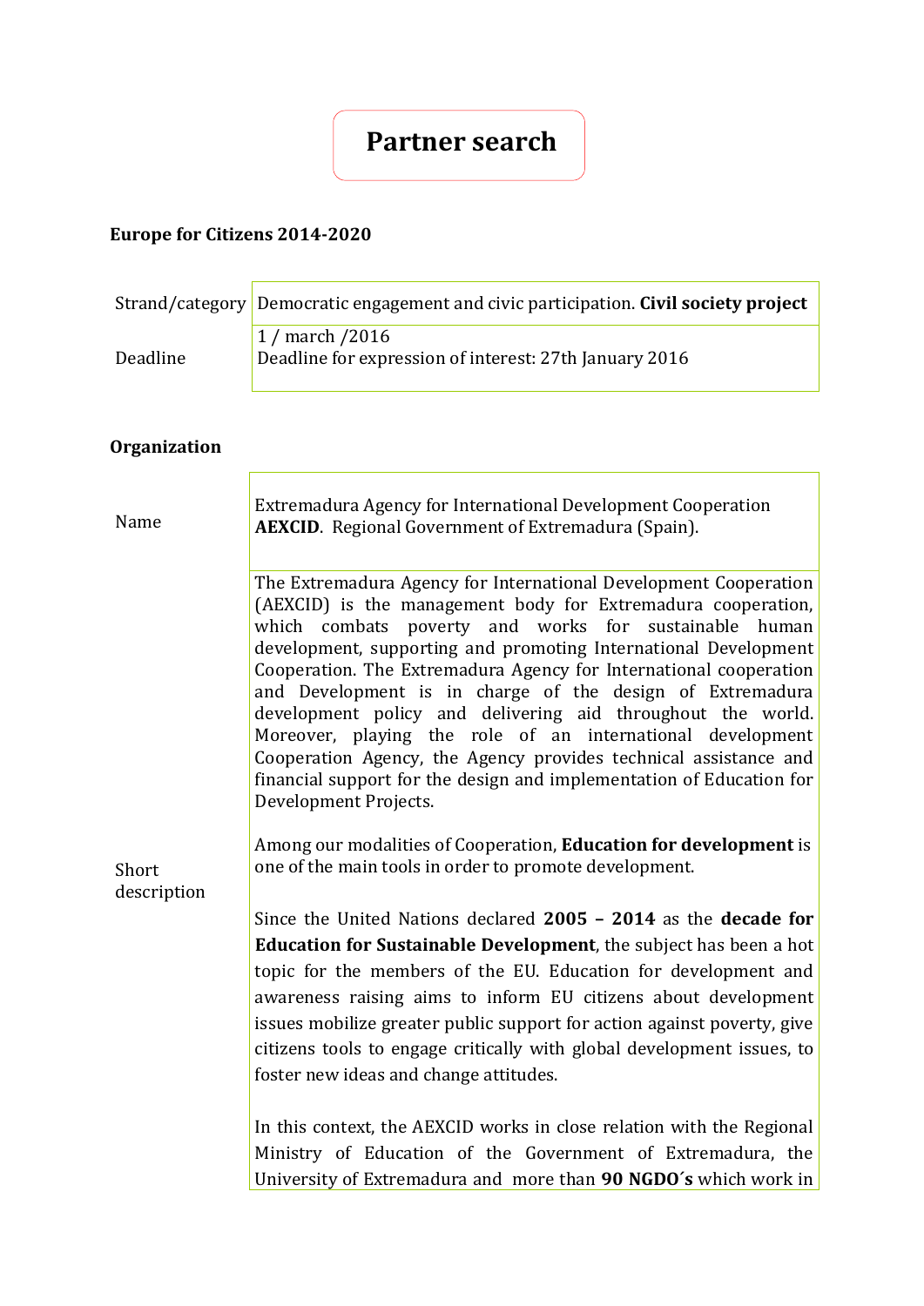# Partner search

**Europe for Citizens 2014-2020**

| Strand/category | Democratic engagement and civic participation. **Civil society project** |
| --- | --- |
| Deadline | 1 / march /2016<br>Deadline for expression of interest: 27th January 2016 |

**Organization**

| | |
| --- | --- |
| Name | Extremadura Agency for International Development Cooperation **AEXCID**. Regional Government of Extremadura (Spain). |
| Short description | The Extremadura Agency for International Development Cooperation (AEXCID) is the management body for Extremadura cooperation, which combats poverty and works for sustainable human development, supporting and promoting International Development Cooperation. The Extremadura Agency for International cooperation and Development is in charge of the design of Extremadura development policy and delivering aid throughout the world. Moreover, playing the role of an international development Cooperation Agency, the Agency provides technical assistance and financial support for the design and implementation of Education for Development Projects.<br><br>Among our modalities of Cooperation, **Education for development** is one of the main tools in order to promote development.<br><br>Since the United Nations declared **2005 – 2014** as the **decade for Education for Sustainable Development**, the subject has been a hot topic for the members of the EU. Education for development and awareness raising aims to inform EU citizens about development issues mobilize greater public support for action against poverty, give citizens tools to engage critically with global development issues, to foster new ideas and change attitudes.<br><br>In this context, the AEXCID works in close relation with the Regional Ministry of Education of the Government of Extremadura, the University of Extremadura and more than **90 NGDO´s** which work in |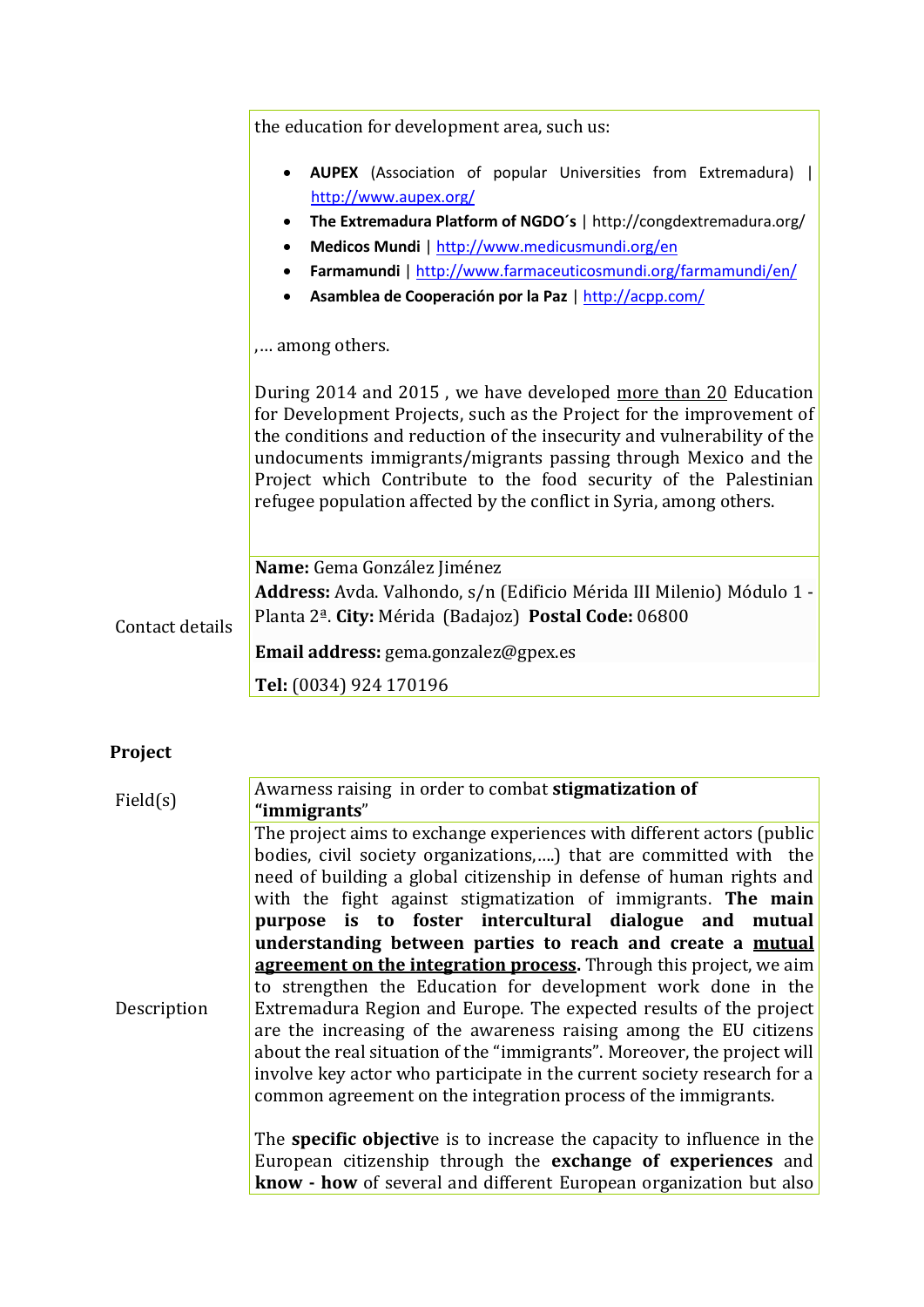| | |
|---|---|
| | the education for development area, such us:<br><br>• **AUPEX** (Association of popular Universities from Extremadura) \| http://www.aupex.org/<br>• **The Extremadura Platform of NGDO´s** \| http://congdextremadura.org/<br>• **Medicos Mundi** \| http://www.medicusmundi.org/en<br>• **Farmamundi** \| http://www.farmaceuticosmundi.org/farmamundi/en/<br>• **Asamblea de Cooperación por la Paz** \| http://acpp.com/<br><br>,... among others.<br><br>During 2014 and 2015 , we have developed more than 20 Education for Development Projects, such as the Project for the improvement of the conditions and reduction of the insecurity and vulnerability of the undocuments immigrants/migrants passing through Mexico and the Project which Contribute to the food security of the Palestinian refugee population affected by the conflict in Syria, among others. |
| Contact details | **Name:** Gema González Jiménez<br>**Address:** Avda. Valhondo, s/n (Edificio Mérida III Milenio) Módulo 1 - Planta 2ª. **City:** Mérida (Badajoz) **Postal Code:** 06800<br>**Email address:** gema.gonzalez@gpex.es<br>**Tel:** (0034) 924 170196 |

**Project**

| | |
|---|---|
| Field(s) | Awarness raising in order to combat **stigmatization of "immigrants"** |
| Description | The project aims to exchange experiences with different actors (public bodies, civil society organizations,....) that are committed with the need of building a global citizenship in defense of human rights and with the fight against stigmatization of immigrants. **The main purpose is to foster intercultural dialogue and mutual understanding between parties to reach and create a mutual agreement on the integration process.** Through this project, we aim to strengthen the Education for development work done in the Extremadura Region and Europe. The expected results of the project are the increasing of the awareness raising among the EU citizens about the real situation of the "immigrants". Moreover, the project will involve key actor who participate in the current society research for a common agreement on the integration process of the immigrants.<br><br>The **specific objective** is to increase the capacity to influence in the European citizenship through the **exchange of experiences** and **know - how** of several and different European organization but also |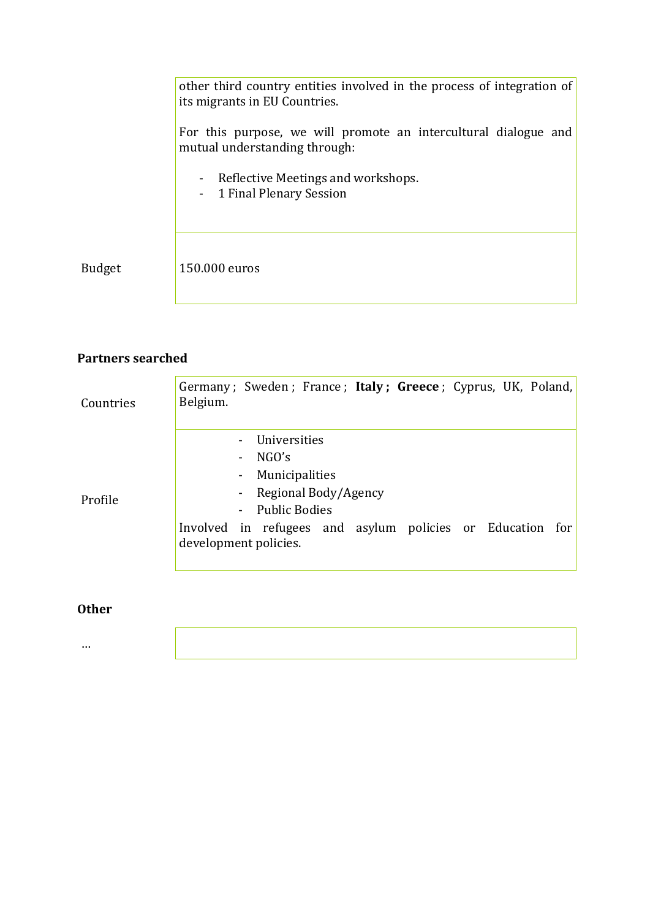| | |
|---|---|
| | other third country entities involved in the process of integration of its migrants in EU Countries.<br><br>For this purpose, we will promote an intercultural dialogue and mutual understanding through:<br><br>- Reflective Meetings and workshops.<br>- 1 Final Plenary Session |
| Budget | 150.000 euros |

**Partners searched**

| | |
|---|---|
| Countries | Germany ; Sweden ; France ; **Italy ; Greece** ; Cyprus, UK, Poland, Belgium. |
| Profile | - Universities<br>- NGO's<br>- Municipalities<br>- Regional Body/Agency<br>- Public Bodies<br><br>Involved in refugees and asylum policies or Education for development policies. |

**Other**

| | |
|---|---|
| … | |